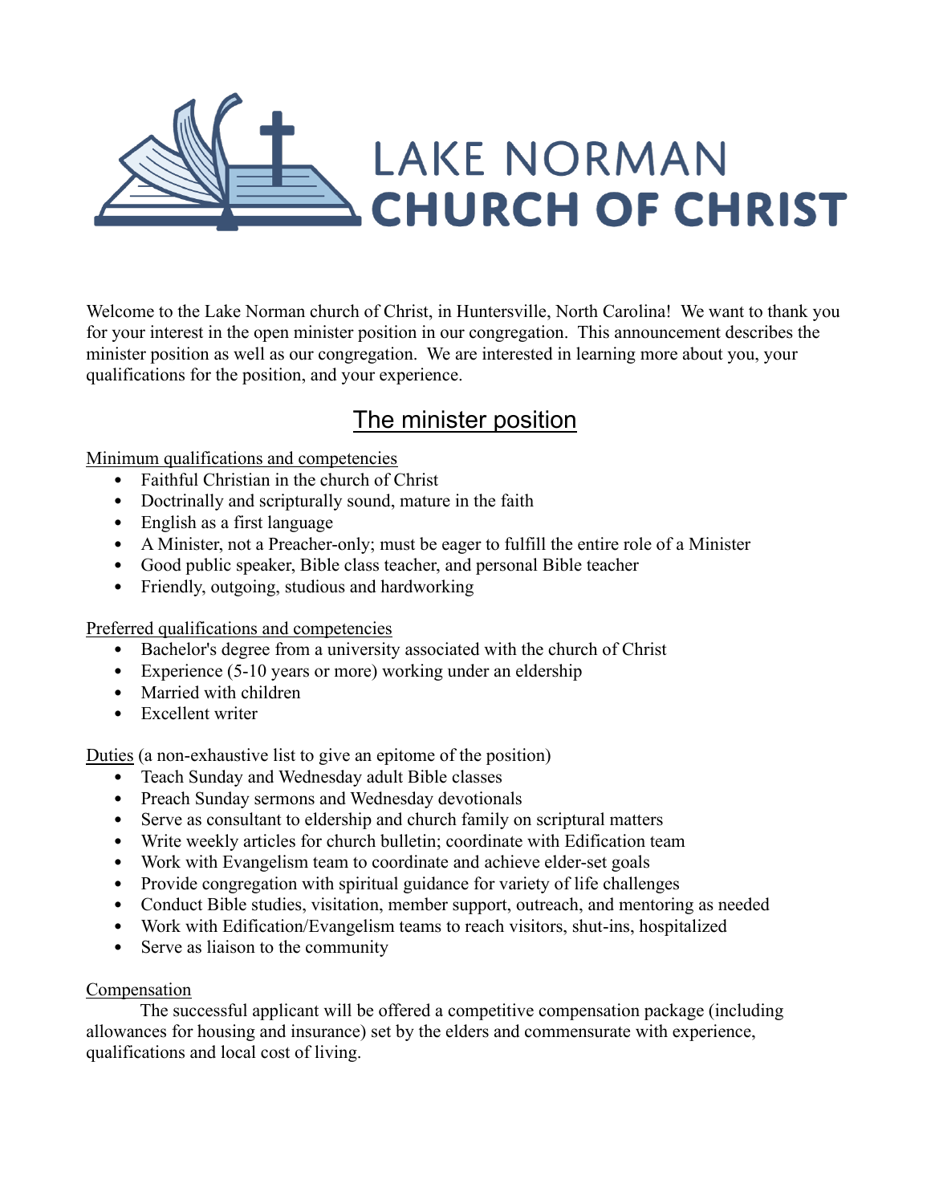# LAKE NORMAN CHURCH OF CHRIST

Welcome to the Lake Norman church of Christ, in Huntersville, North Carolina! We want to thank you for your interest in the open minister position in our congregation. This announcement describes the minister position as well as our congregation. We are interested in learning more about you, your qualifications for the position, and your experience.

## The minister position

Minimum qualifications and competencies

- Faithful Christian in the church of Christ
- Doctrinally and scripturally sound, mature in the faith
- English as a first language
- A Minister, not a Preacher-only; must be eager to fulfill the entire role of a Minister
- Good public speaker, Bible class teacher, and personal Bible teacher
- Friendly, outgoing, studious and hardworking

Preferred qualifications and competencies

- Bachelor's degree from a university associated with the church of Christ
- Experience (5-10 years or more) working under an eldership
- Married with children
- Excellent writer

Duties (a non-exhaustive list to give an epitome of the position)

- Teach Sunday and Wednesday adult Bible classes
- Preach Sunday sermons and Wednesday devotionals
- Serve as consultant to eldership and church family on scriptural matters
- Write weekly articles for church bulletin; coordinate with Edification team
- Work with Evangelism team to coordinate and achieve elder-set goals
- Provide congregation with spiritual guidance for variety of life challenges
- Conduct Bible studies, visitation, member support, outreach, and mentoring as needed
- Work with Edification/Evangelism teams to reach visitors, shut-ins, hospitalized
- Serve as liaison to the community

Compensation

The successful applicant will be offered a competitive compensation package (including allowances for housing and insurance) set by the elders and commensurate with experience, qualifications and local cost of living.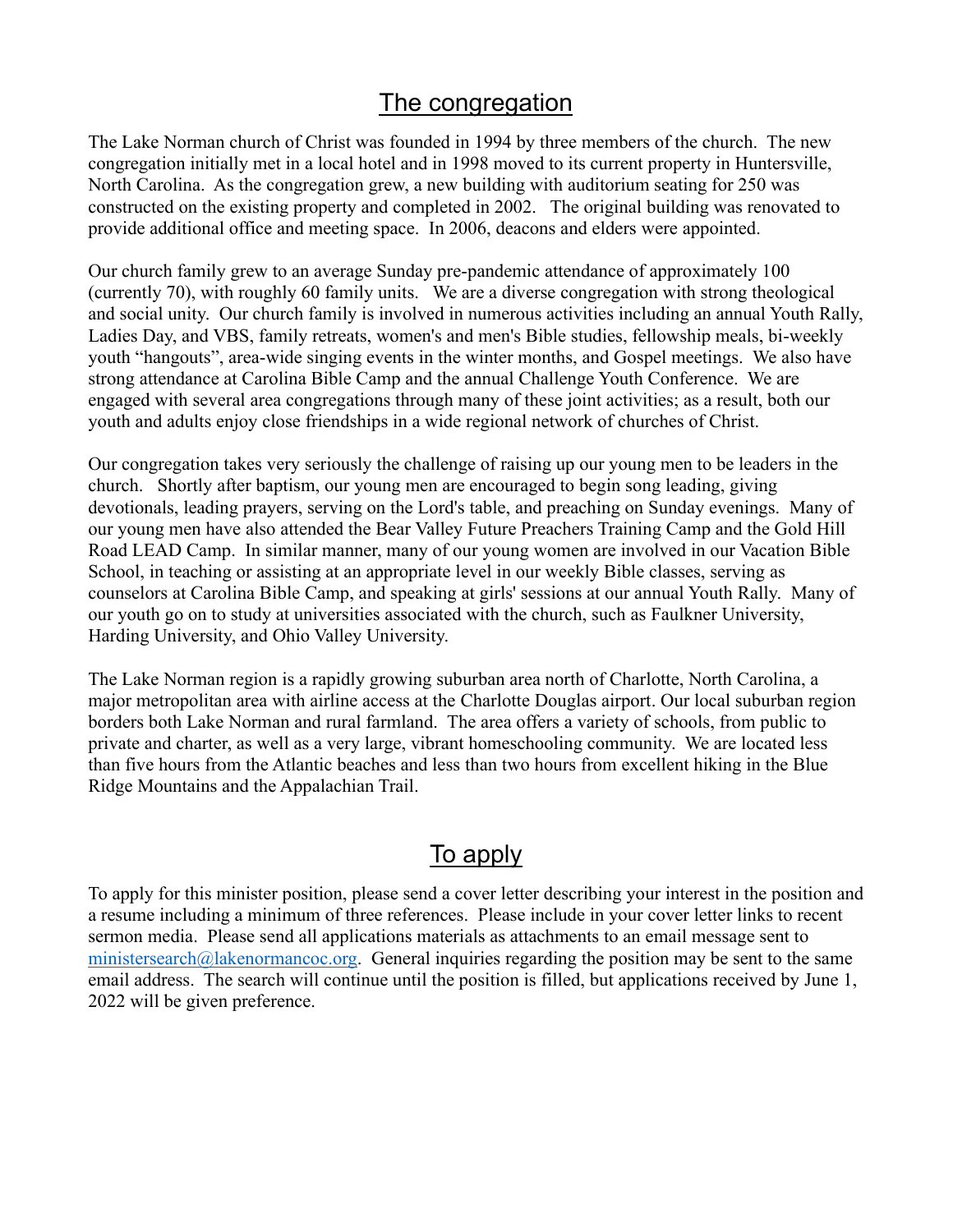## The congregation

The Lake Norman church of Christ was founded in 1994 by three members of the church. The new congregation initially met in a local hotel and in 1998 moved to its current property in Huntersville, North Carolina. As the congregation grew, a new building with auditorium seating for 250 was constructed on the existing property and completed in 2002. The original building was renovated to provide additional office and meeting space. In 2006, deacons and elders were appointed.

Our church family grew to an average Sunday pre-pandemic attendance of approximately 100 (currently 70), with roughly 60 family units. We are a diverse congregation with strong theological and social unity. Our church family is involved in numerous activities including an annual Youth Rally, Ladies Day, and VBS, family retreats, women's and men's Bible studies, fellowship meals, bi-weekly youth "hangouts", area-wide singing events in the winter months, and Gospel meetings. We also have strong attendance at Carolina Bible Camp and the annual Challenge Youth Conference. We are engaged with several area congregations through many of these joint activities; as a result, both our youth and adults enjoy close friendships in a wide regional network of churches of Christ.

Our congregation takes very seriously the challenge of raising up our young men to be leaders in the church. Shortly after baptism, our young men are encouraged to begin song leading, giving devotionals, leading prayers, serving on the Lord's table, and preaching on Sunday evenings. Many of our young men have also attended the Bear Valley Future Preachers Training Camp and the Gold Hill Road LEAD Camp. In similar manner, many of our young women are involved in our Vacation Bible School, in teaching or assisting at an appropriate level in our weekly Bible classes, serving as counselors at Carolina Bible Camp, and speaking at girls' sessions at our annual Youth Rally. Many of our youth go on to study at universities associated with the church, such as Faulkner University, Harding University, and Ohio Valley University.

The Lake Norman region is a rapidly growing suburban area north of Charlotte, North Carolina, a major metropolitan area with airline access at the Charlotte Douglas airport. Our local suburban region borders both Lake Norman and rural farmland. The area offers a variety of schools, from public to private and charter, as well as a very large, vibrant homeschooling community. We are located less than five hours from the Atlantic beaches and less than two hours from excellent hiking in the Blue Ridge Mountains and the Appalachian Trail.

## To apply

To apply for this minister position, please send a cover letter describing your interest in the position and a resume including a minimum of three references. Please include in your cover letter links to recent sermon media. Please send all applications materials as attachments to an email message sent to ministersearch@lakenormancoc.org. General inquiries regarding the position may be sent to the same email address. The search will continue until the position is filled, but applications received by June 1, 2022 will be given preference.